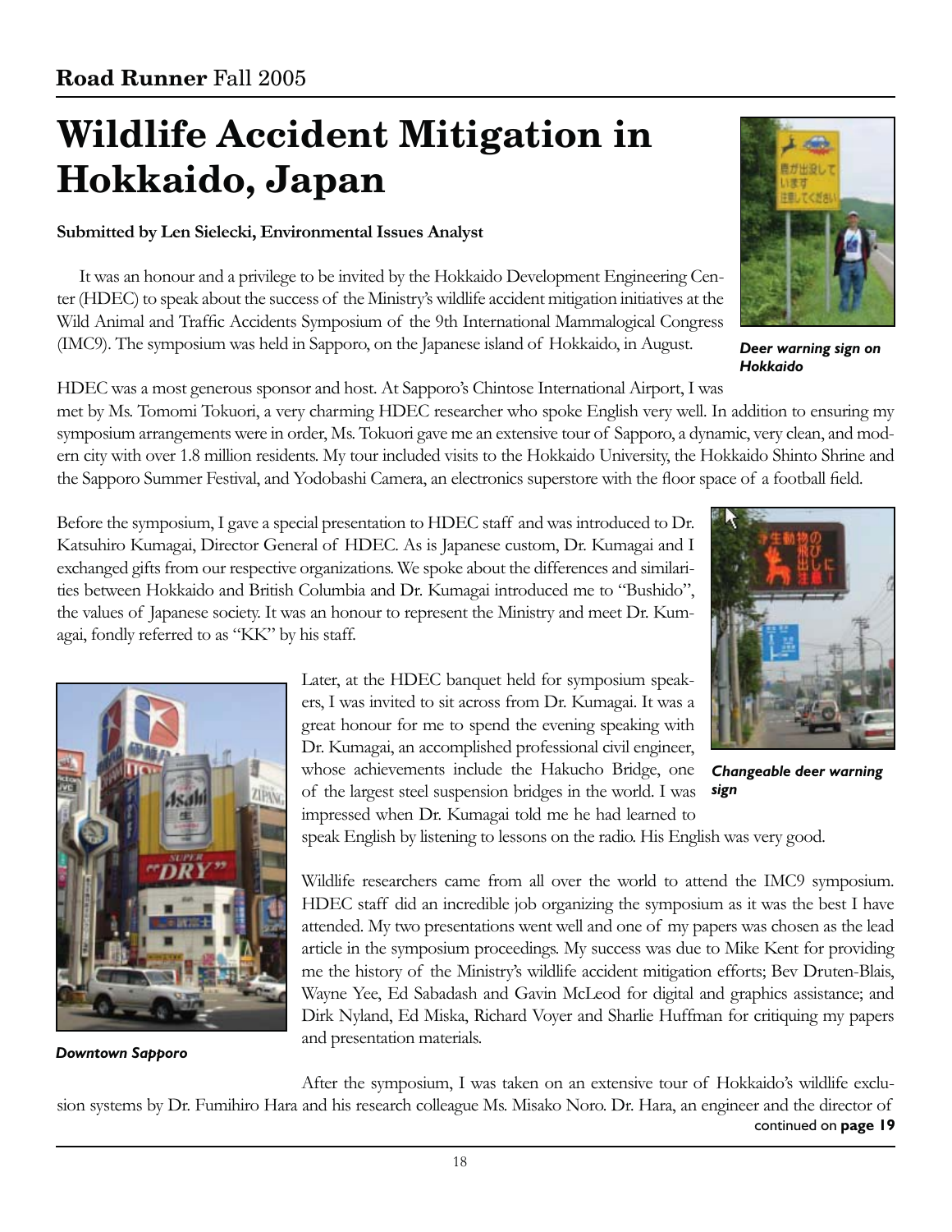# Wildlife Accident Mitigation in Hokkaido, Japan

**Submitted by Len Sielecki, Environmental Issues Analyst**

It was an honour and a privilege to be invited by the Hokkaido Development Engineering Center (HDEC) to speak about the success of the Ministry's wildlife accident mitigation initiatives at the Wild Animal and Traffic Accidents Symposium of the 9th International Mammalogical Congress (IMC9). The symposium was held in Sapporo, on the Japanese island of Hokkaido, in August.

*Deer warning sign on Hokkaido*

HDEC was a most generous sponsor and host. At Sapporo's Chintose International Airport, I was met by Ms. Tomomi Tokuori, a very charming HDEC researcher who spoke English very well. In addition to ensuring my symposium arrangements were in order, Ms. Tokuori gave me an extensive tour of Sapporo, a dynamic, very clean, and modern city with over 1.8 million residents. My tour included visits to the Hokkaido University, the Hokkaido Shinto Shrine and the Sapporo Summer Festival, and Yodobashi Camera, an electronics superstore with the floor space of a football field.

Before the symposium, I gave a special presentation to HDEC staff and was introduced to Dr. Katsuhiro Kumagai, Director General of HDEC. As is Japanese custom, Dr. Kumagai and I exchanged gifts from our respective organizations. We spoke about the differences and similarities between Hokkaido and British Columbia and Dr. Kumagai introduced me to "Bushido", the values of Japanese society. It was an honour to represent the Ministry and meet Dr. Kumagai, fondly referred to as "KK" by his staff.

*Changeable deer warning sign*

Later, at the HDEC banquet held for symposium speakers, I was invited to sit across from Dr. Kumagai. It was a great honour for me to spend the evening speaking with Dr. Kumagai, an accomplished professional civil engineer, whose achievements include the Hakucho Bridge, one of the largest steel suspension bridges in the world. I was impressed when Dr. Kumagai told me he had learned to speak English by listening to lessons on the radio. His English was very good.

*Downtown Sapporo*

Wildlife researchers came from all over the world to attend the IMC9 symposium. HDEC staff did an incredible job organizing the symposium as it was the best I have attended. My two presentations went well and one of my papers was chosen as the lead article in the symposium proceedings. My success was due to Mike Kent for providing me the history of the Ministry's wildlife accident mitigation efforts; Bev Druten-Blais, Wayne Yee, Ed Sabadash and Gavin McLeod for digital and graphics assistance; and Dirk Nyland, Ed Miska, Richard Voyer and Sharlie Huffman for critiquing my papers and presentation materials.

After the symposium, I was taken on an extensive tour of Hokkaido's wildlife exclusion systems by Dr. Fumihiro Hara and his research colleague Ms. Misako Noro. Dr. Hara, an engineer and the director of

continued on **page 19**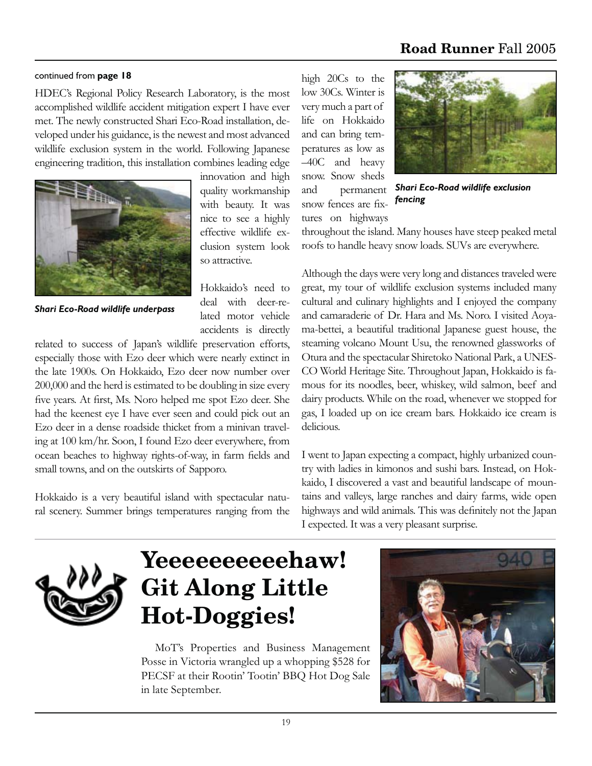continued from **page 18**

HDEC's Regional Policy Research Laboratory, is the most accomplished wildlife accident mitigation expert I have ever met. The newly constructed Shari Eco-Road installation, developed under his guidance, is the newest and most advanced wildlife exclusion system in the world. Following Japanese engineering tradition, this installation combines leading edge innovation and high quality workmanship with beauty. It was nice to see a highly effective wildlife exclusion system look so attractive.

***Shari Eco-Road wildlife underpass***

Hokkaido's need to deal with deer-related motor vehicle accidents is directly related to success of Japan's wildlife preservation efforts, especially those with Ezo deer which were nearly extinct in the late 1900s. On Hokkaido, Ezo deer now number over 200,000 and the herd is estimated to be doubling in size every five years. At first, Ms. Noro helped me spot Ezo deer. She had the keenest eye I have ever seen and could pick out an Ezo deer in a dense roadside thicket from a minivan traveling at 100 km/hr. Soon, I found Ezo deer everywhere, from ocean beaches to highway rights-of-way, in farm fields and small towns, and on the outskirts of Sapporo.

Hokkaido is a very beautiful island with spectacular natural scenery. Summer brings temperatures ranging from the high 20Cs to the low 30Cs. Winter is very much a part of life on Hokkaido and can bring temperatures as low as –40C and heavy snow. Snow sheds and permanent snow fences are fixtures on highways throughout the island. Many houses have steep peaked metal roofs to handle heavy snow loads. SUVs are everywhere.

***Shari Eco-Road wildlife exclusion fencing***

Although the days were very long and distances traveled were great, my tour of wildlife exclusion systems included many cultural and culinary highlights and I enjoyed the company and camaraderie of Dr. Hara and Ms. Noro. I visited Aoyama-bettei, a beautiful traditional Japanese guest house, the steaming volcano Mount Usu, the renowned glassworks of Otura and the spectacular Shiretoko National Park, a UNESCO World Heritage Site. Throughout Japan, Hokkaido is famous for its noodles, beer, whiskey, wild salmon, beef and dairy products. While on the road, whenever we stopped for gas, I loaded up on ice cream bars. Hokkaido ice cream is delicious.

I went to Japan expecting a compact, highly urbanized country with ladies in kimonos and sushi bars. Instead, on Hokkaido, I discovered a vast and beautiful landscape of mountains and valleys, large ranches and dairy farms, wide open highways and wild animals. This was definitely not the Japan I expected. It was a very pleasant surprise.

# Yeeeeeeeeeehaw! Git Along Little Hot-Doggies!

MoT's Properties and Business Management Posse in Victoria wrangled up a whopping $528 for PECSF at their Rootin' Tootin' BBQ Hot Dog Sale in late September.